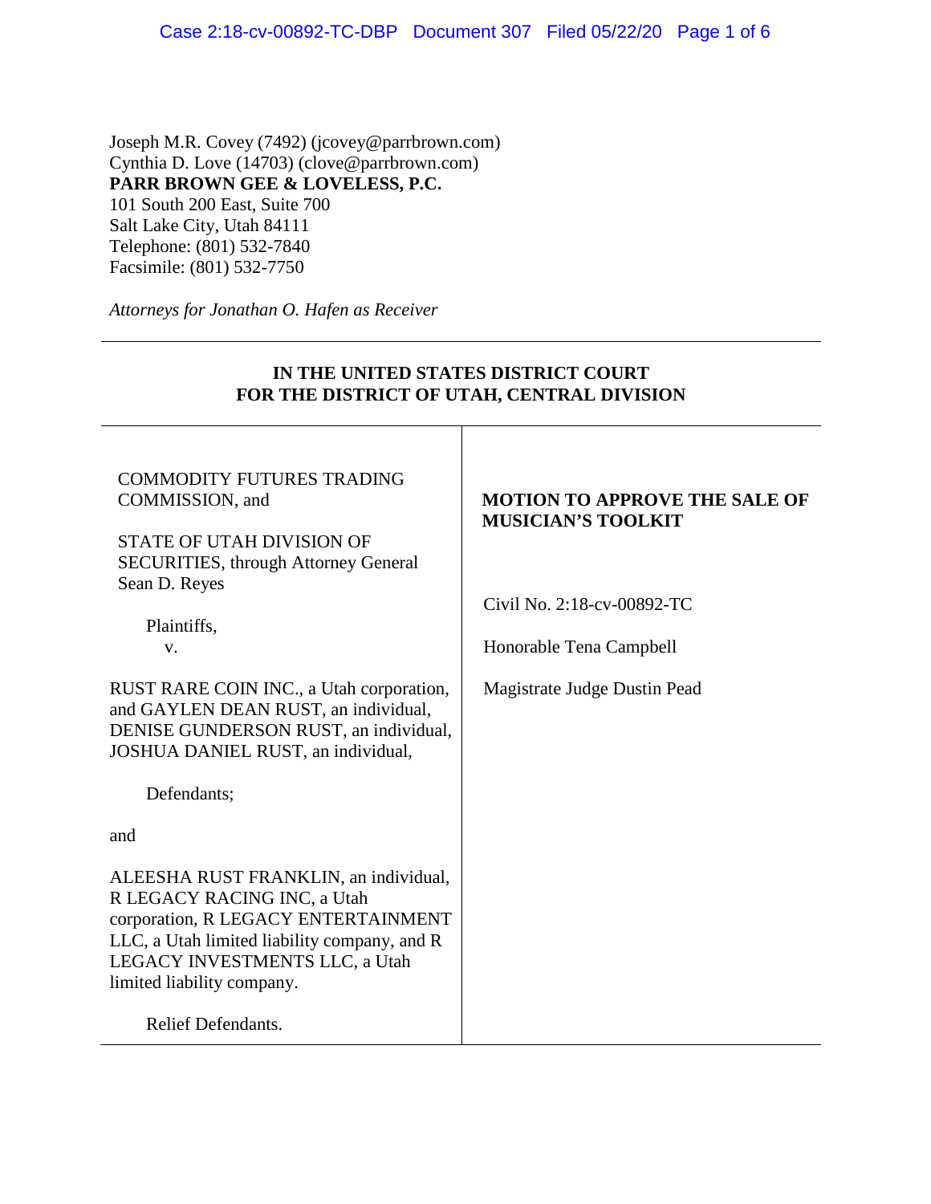Joseph M.R. Covey (7492) (jcovey@parrbrown.com)
Cynthia D. Love (14703) (clove@parrbrown.com)
**PARR BROWN GEE & LOVELESS, P.C.**
101 South 200 East, Suite 700
Salt Lake City, Utah 84111
Telephone: (801) 532-7840
Facsimile: (801) 532-7750

*Attorneys for Jonathan O. Hafen as Receiver*

---

**IN THE UNITED STATES DISTRICT COURT**
**FOR THE DISTRICT OF UTAH, CENTRAL DIVISION**

---

COMMODITY FUTURES TRADING COMMISSION, and

STATE OF UTAH DIVISION OF SECURITIES, through Attorney General Sean D. Reyes

Plaintiffs,
v.

RUST RARE COIN INC., a Utah corporation, and GAYLEN DEAN RUST, an individual, DENISE GUNDERSON RUST, an individual, JOSHUA DANIEL RUST, an individual,

Defendants;

and

ALEESHA RUST FRANKLIN, an individual, R LEGACY RACING INC, a Utah corporation, R LEGACY ENTERTAINMENT LLC, a Utah limited liability company, and R LEGACY INVESTMENTS LLC, a Utah limited liability company.

Relief Defendants.

**MOTION TO APPROVE THE SALE OF MUSICIAN'S TOOLKIT**

Civil No. 2:18-cv-00892-TC

Honorable Tena Campbell

Magistrate Judge Dustin Pead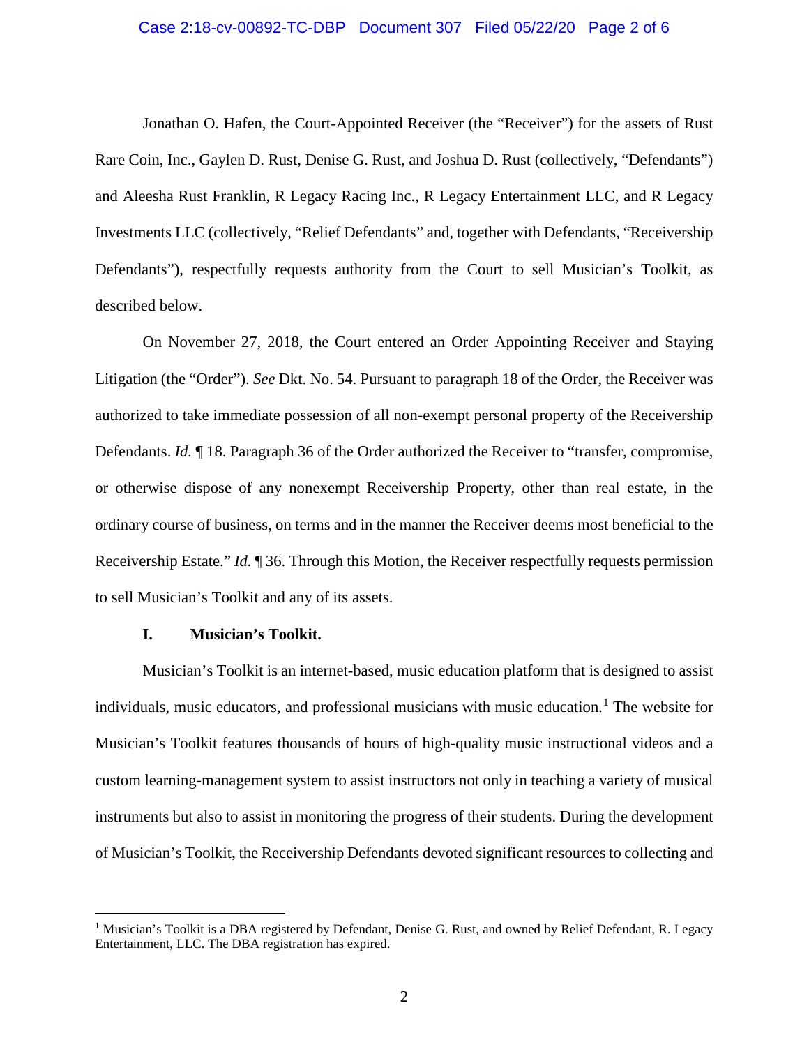Jonathan O. Hafen, the Court-Appointed Receiver (the "Receiver") for the assets of Rust Rare Coin, Inc., Gaylen D. Rust, Denise G. Rust, and Joshua D. Rust (collectively, "Defendants") and Aleesha Rust Franklin, R Legacy Racing Inc., R Legacy Entertainment LLC, and R Legacy Investments LLC (collectively, "Relief Defendants" and, together with Defendants, "Receivership Defendants"), respectfully requests authority from the Court to sell Musician's Toolkit, as described below.

On November 27, 2018, the Court entered an Order Appointing Receiver and Staying Litigation (the "Order"). *See* Dkt. No. 54. Pursuant to paragraph 18 of the Order, the Receiver was authorized to take immediate possession of all non-exempt personal property of the Receivership Defendants. *Id.* ¶ 18. Paragraph 36 of the Order authorized the Receiver to "transfer, compromise, or otherwise dispose of any nonexempt Receivership Property, other than real estate, in the ordinary course of business, on terms and in the manner the Receiver deems most beneficial to the Receivership Estate." *Id.* ¶ 36. Through this Motion, the Receiver respectfully requests permission to sell Musician's Toolkit and any of its assets.

## I. Musician's Toolkit.

Musician's Toolkit is an internet-based, music education platform that is designed to assist individuals, music educators, and professional musicians with music education.[1] The website for Musician's Toolkit features thousands of hours of high-quality music instructional videos and a custom learning-management system to assist instructors not only in teaching a variety of musical instruments but also to assist in monitoring the progress of their students. During the development of Musician's Toolkit, the Receivership Defendants devoted significant resources to collecting and

---

[1] Musician's Toolkit is a DBA registered by Defendant, Denise G. Rust, and owned by Relief Defendant, R. Legacy Entertainment, LLC. The DBA registration has expired.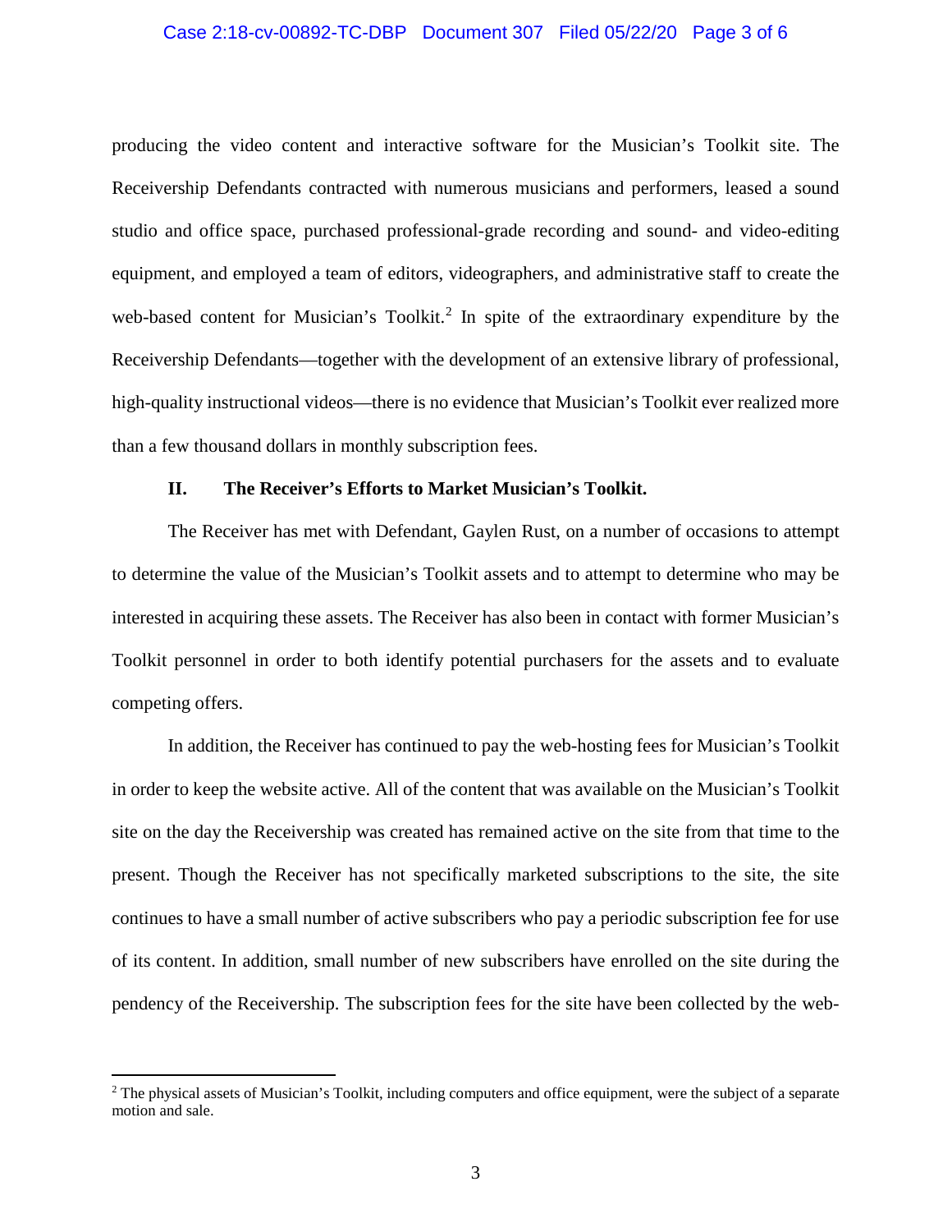producing the video content and interactive software for the Musician's Toolkit site. The Receivership Defendants contracted with numerous musicians and performers, leased a sound studio and office space, purchased professional-grade recording and sound- and video-editing equipment, and employed a team of editors, videographers, and administrative staff to create the web-based content for Musician's Toolkit.[2] In spite of the extraordinary expenditure by the Receivership Defendants—together with the development of an extensive library of professional, high-quality instructional videos—there is no evidence that Musician's Toolkit ever realized more than a few thousand dollars in monthly subscription fees.

### II. The Receiver's Efforts to Market Musician's Toolkit.

The Receiver has met with Defendant, Gaylen Rust, on a number of occasions to attempt to determine the value of the Musician's Toolkit assets and to attempt to determine who may be interested in acquiring these assets. The Receiver has also been in contact with former Musician's Toolkit personnel in order to both identify potential purchasers for the assets and to evaluate competing offers.

In addition, the Receiver has continued to pay the web-hosting fees for Musician's Toolkit in order to keep the website active. All of the content that was available on the Musician's Toolkit site on the day the Receivership was created has remained active on the site from that time to the present. Though the Receiver has not specifically marketed subscriptions to the site, the site continues to have a small number of active subscribers who pay a periodic subscription fee for use of its content. In addition, small number of new subscribers have enrolled on the site during the pendency of the Receivership. The subscription fees for the site have been collected by the web-

[2] The physical assets of Musician's Toolkit, including computers and office equipment, were the subject of a separate motion and sale.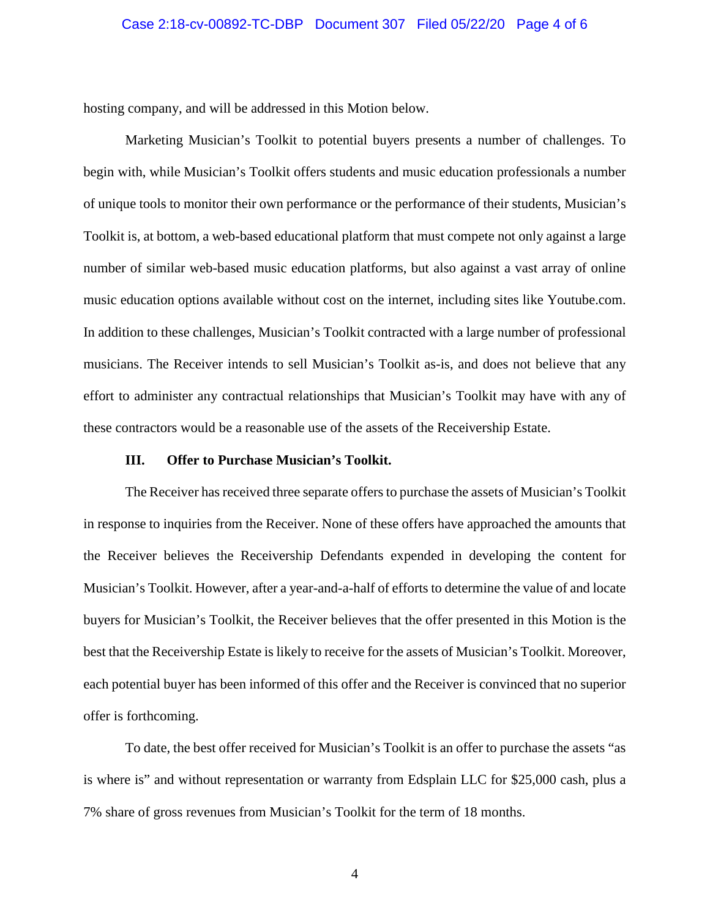hosting company, and will be addressed in this Motion below.

Marketing Musician's Toolkit to potential buyers presents a number of challenges. To begin with, while Musician's Toolkit offers students and music education professionals a number of unique tools to monitor their own performance or the performance of their students, Musician's Toolkit is, at bottom, a web-based educational platform that must compete not only against a large number of similar web-based music education platforms, but also against a vast array of online music education options available without cost on the internet, including sites like Youtube.com. In addition to these challenges, Musician's Toolkit contracted with a large number of professional musicians. The Receiver intends to sell Musician's Toolkit as-is, and does not believe that any effort to administer any contractual relationships that Musician's Toolkit may have with any of these contractors would be a reasonable use of the assets of the Receivership Estate.

**III. Offer to Purchase Musician's Toolkit.**

The Receiver has received three separate offers to purchase the assets of Musician's Toolkit in response to inquiries from the Receiver. None of these offers have approached the amounts that the Receiver believes the Receivership Defendants expended in developing the content for Musician's Toolkit. However, after a year-and-a-half of efforts to determine the value of and locate buyers for Musician's Toolkit, the Receiver believes that the offer presented in this Motion is the best that the Receivership Estate is likely to receive for the assets of Musician's Toolkit. Moreover, each potential buyer has been informed of this offer and the Receiver is convinced that no superior offer is forthcoming.

To date, the best offer received for Musician's Toolkit is an offer to purchase the assets "as is where is" and without representation or warranty from Edsplain LLC for $25,000 cash, plus a 7% share of gross revenues from Musician's Toolkit for the term of 18 months.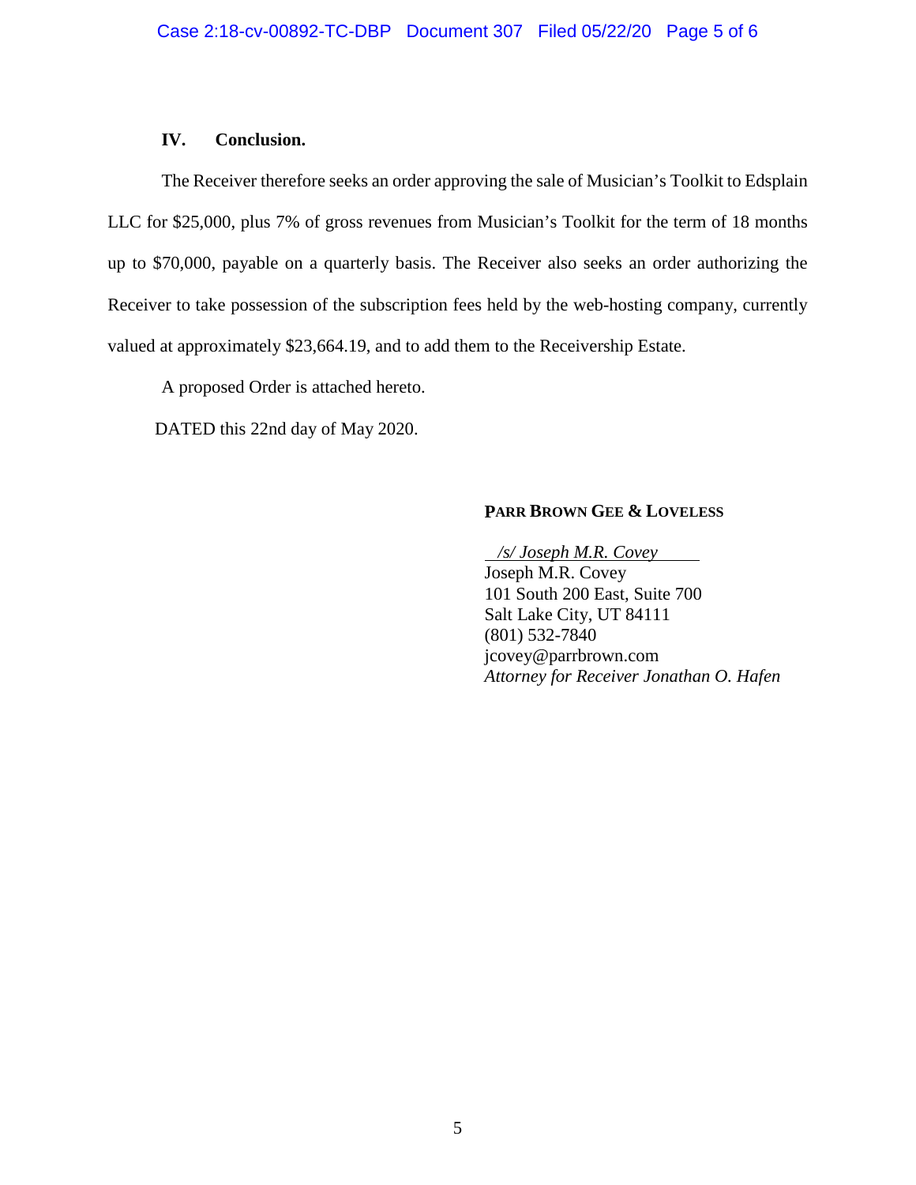## IV. Conclusion.

The Receiver therefore seeks an order approving the sale of Musician's Toolkit to Edsplain LLC for $25,000, plus 7% of gross revenues from Musician's Toolkit for the term of 18 months up to $70,000, payable on a quarterly basis. The Receiver also seeks an order authorizing the Receiver to take possession of the subscription fees held by the web-hosting company, currently valued at approximately $23,664.19, and to add them to the Receivership Estate.

A proposed Order is attached hereto.

DATED this 22nd day of May 2020.

**PARR BROWN GEE & LOVELESS**

*/s/ Joseph M.R. Covey*
Joseph M.R. Covey
101 South 200 East, Suite 700
Salt Lake City, UT 84111
(801) 532-7840
jcovey@parrbrown.com
*Attorney for Receiver Jonathan O. Hafen*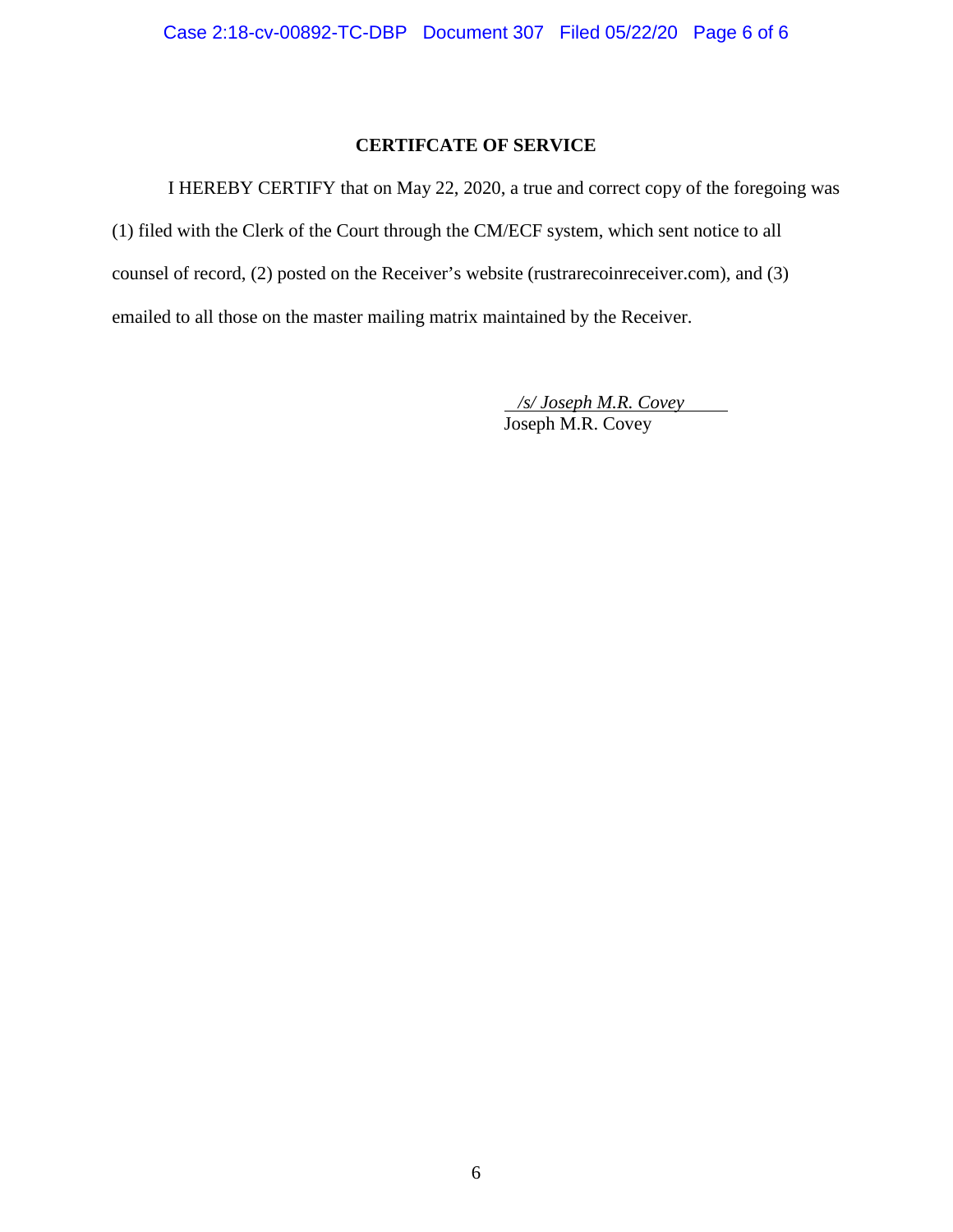## CERTIFCATE OF SERVICE

I HEREBY CERTIFY that on May 22, 2020, a true and correct copy of the foregoing was (1) filed with the Clerk of the Court through the CM/ECF system, which sent notice to all counsel of record, (2) posted on the Receiver's website (rustrarecoinreceiver.com), and (3) emailed to all those on the master mailing matrix maintained by the Receiver.

*/s/ Joseph M.R. Covey*
Joseph M.R. Covey